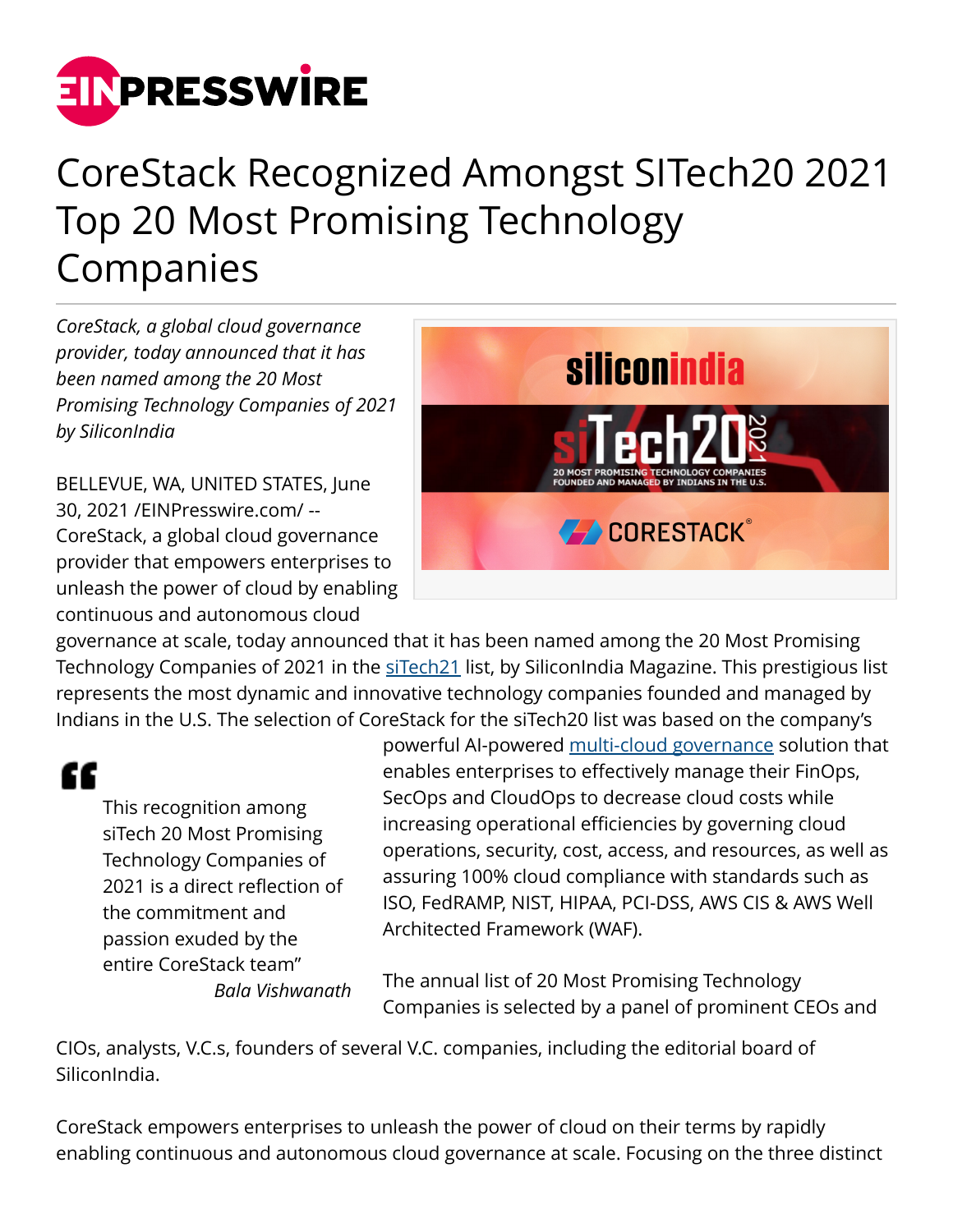# CoreStack Recognized Amongst SITech20 2021 Top 20 Most Promising Technology Companies

*CoreStack, a global cloud governance provider, today announced that it has been named among the 20 Most Promising Technology Companies of 2021 by SiliconIndia*

BELLEVUE, WA, UNITED STATES, June 30, 2021 /EINPresswire.com/ -- CoreStack, a global cloud governance provider that empowers enterprises to unleash the power of cloud by enabling continuous and autonomous cloud governance at scale, today announced that it has been named among the 20 Most Promising Technology Companies of 2021 in the siTech21 list, by SiliconIndia Magazine. This prestigious list represents the most dynamic and innovative technology companies founded and managed by Indians in the U.S. The selection of CoreStack for the siTech20 list was based on the company's powerful AI-powered multi-cloud governance solution that enables enterprises to effectively manage their FinOps, SecOps and CloudOps to decrease cloud costs while increasing operational efficiencies by governing cloud operations, security, cost, access, and resources, as well as assuring 100% cloud compliance with standards such as ISO, FedRAMP, NIST, HIPAA, PCI-DSS, AWS CIS & AWS Well Architected Framework (WAF).

> This recognition among siTech 20 Most Promising Technology Companies of 2021 is a direct reflection of the commitment and passion exuded by the entire CoreStack team"
>
> *Bala Vishwanath*

The annual list of 20 Most Promising Technology Companies is selected by a panel of prominent CEOs and CIOs, analysts, V.C.s, founders of several V.C. companies, including the editorial board of SiliconIndia.

CoreStack empowers enterprises to unleash the power of cloud on their terms by rapidly enabling continuous and autonomous cloud governance at scale. Focusing on the three distinct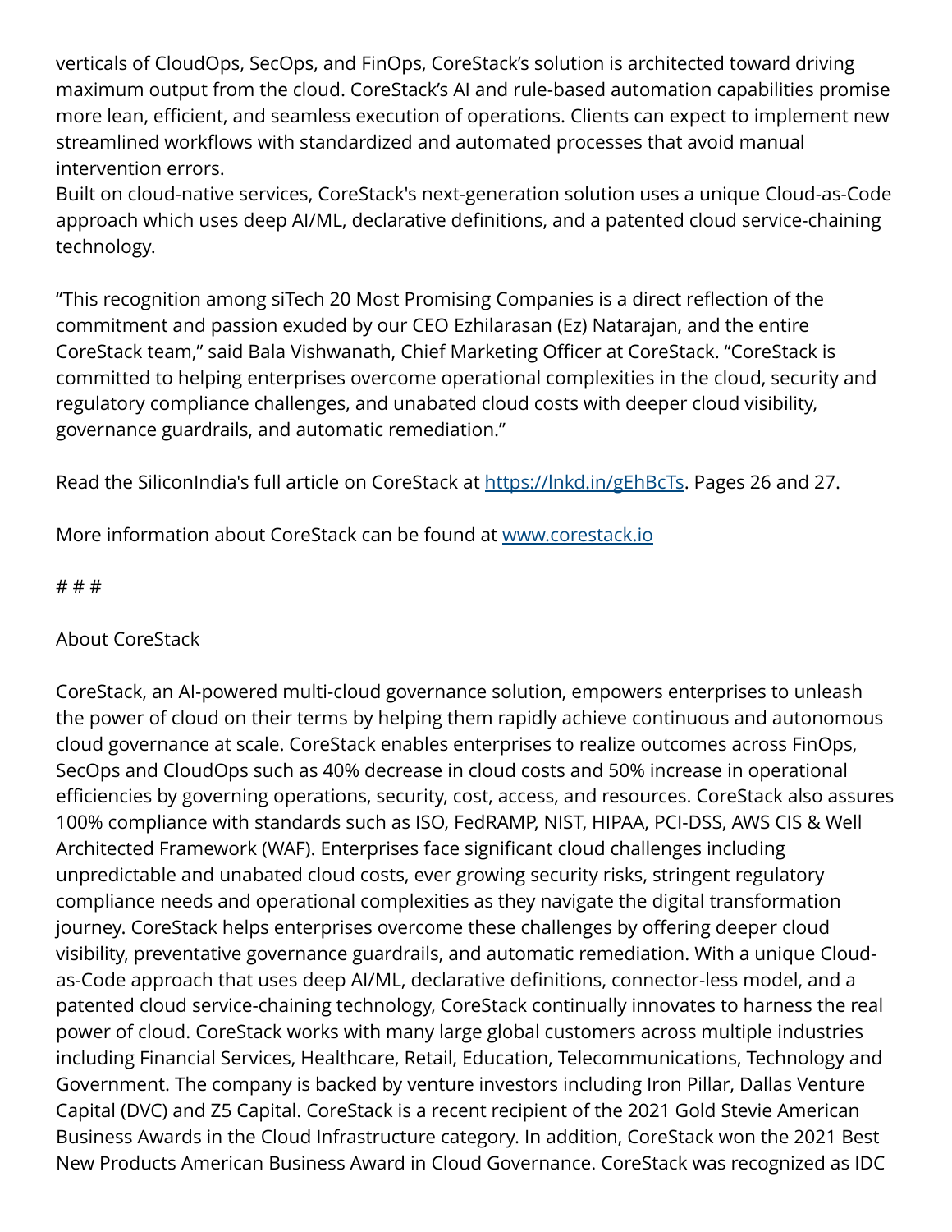verticals of CloudOps, SecOps, and FinOps, CoreStack's solution is architected toward driving maximum output from the cloud. CoreStack's AI and rule-based automation capabilities promise more lean, efficient, and seamless execution of operations. Clients can expect to implement new streamlined workflows with standardized and automated processes that avoid manual intervention errors.
Built on cloud-native services, CoreStack's next-generation solution uses a unique Cloud-as-Code approach which uses deep AI/ML, declarative definitions, and a patented cloud service-chaining technology.

"This recognition among siTech 20 Most Promising Companies is a direct reflection of the commitment and passion exuded by our CEO Ezhilarasan (Ez) Natarajan, and the entire CoreStack team," said Bala Vishwanath, Chief Marketing Officer at CoreStack. "CoreStack is committed to helping enterprises overcome operational complexities in the cloud, security and regulatory compliance challenges, and unabated cloud costs with deeper cloud visibility, governance guardrails, and automatic remediation."

Read the SiliconIndia's full article on CoreStack at [https://lnkd.in/gEhBcTs](https://lnkd.in/gEhBcTs). Pages 26 and 27.

More information about CoreStack can be found at [www.corestack.io](www.corestack.io)

# # #

About CoreStack

CoreStack, an AI-powered multi-cloud governance solution, empowers enterprises to unleash the power of cloud on their terms by helping them rapidly achieve continuous and autonomous cloud governance at scale. CoreStack enables enterprises to realize outcomes across FinOps, SecOps and CloudOps such as 40% decrease in cloud costs and 50% increase in operational efficiencies by governing operations, security, cost, access, and resources. CoreStack also assures 100% compliance with standards such as ISO, FedRAMP, NIST, HIPAA, PCI-DSS, AWS CIS & Well Architected Framework (WAF). Enterprises face significant cloud challenges including unpredictable and unabated cloud costs, ever growing security risks, stringent regulatory compliance needs and operational complexities as they navigate the digital transformation journey. CoreStack helps enterprises overcome these challenges by offering deeper cloud visibility, preventative governance guardrails, and automatic remediation. With a unique Cloud-as-Code approach that uses deep AI/ML, declarative definitions, connector-less model, and a patented cloud service-chaining technology, CoreStack continually innovates to harness the real power of cloud. CoreStack works with many large global customers across multiple industries including Financial Services, Healthcare, Retail, Education, Telecommunications, Technology and Government. The company is backed by venture investors including Iron Pillar, Dallas Venture Capital (DVC) and Z5 Capital. CoreStack is a recent recipient of the 2021 Gold Stevie American Business Awards in the Cloud Infrastructure category. In addition, CoreStack won the 2021 Best New Products American Business Award in Cloud Governance. CoreStack was recognized as IDC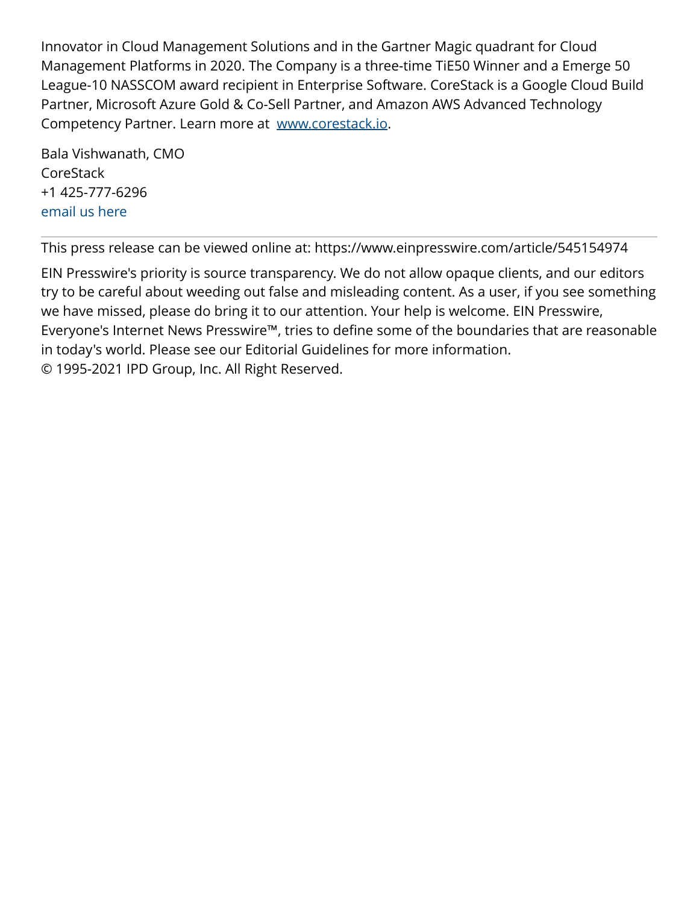Innovator in Cloud Management Solutions and in the Gartner Magic quadrant for Cloud Management Platforms in 2020. The Company is a three-time TiE50 Winner and a Emerge 50 League-10 NASSCOM award recipient in Enterprise Software. CoreStack is a Google Cloud Build Partner, Microsoft Azure Gold & Co-Sell Partner, and Amazon AWS Advanced Technology Competency Partner. Learn more at [www.corestack.io](http://www.corestack.io).

Bala Vishwanath, CMO
CoreStack
+1 425-777-6296
email us here

---

This press release can be viewed online at: https://www.einpresswire.com/article/545154974

EIN Presswire's priority is source transparency. We do not allow opaque clients, and our editors try to be careful about weeding out false and misleading content. As a user, if you see something we have missed, please do bring it to our attention. Your help is welcome. EIN Presswire, Everyone's Internet News Presswire™, tries to define some of the boundaries that are reasonable in today's world. Please see our Editorial Guidelines for more information.
© 1995-2021 IPD Group, Inc. All Right Reserved.